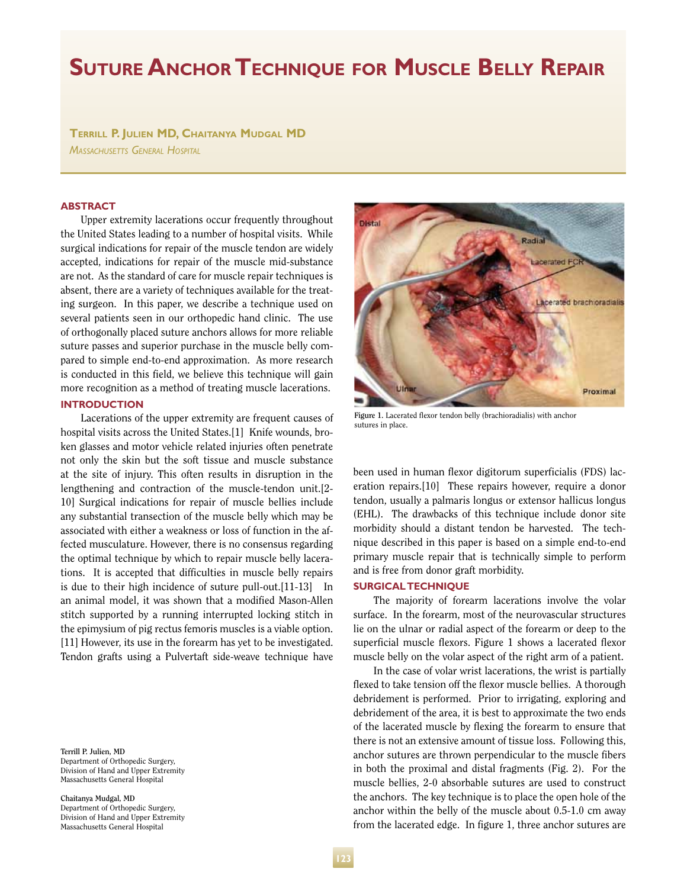# Suture Anchor Technique for Muscle Belly Repair

**Terrill P. Julien MD, Chaitanya Mudgal MD**

*Massachusetts General Hospital*

## ABSTRACT

Upper extremity lacerations occur frequently throughout the United States leading to a number of hospital visits. While surgical indications for repair of the muscle tendon are widely accepted, indications for repair of the muscle mid-substance are not. As the standard of care for muscle repair techniques is absent, there are a variety of techniques available for the treating surgeon. In this paper, we describe a technique used on several patients seen in our orthopedic hand clinic. The use of orthogonally placed suture anchors allows for more reliable suture passes and superior purchase in the muscle belly compared to simple end-to-end approximation. As more research is conducted in this field, we believe this technique will gain more recognition as a method of treating muscle lacerations.

## INTRODUCTION

Lacerations of the upper extremity are frequent causes of hospital visits across the United States.[1] Knife wounds, broken glasses and motor vehicle related injuries often penetrate not only the skin but the soft tissue and muscle substance at the site of injury. This often results in disruption in the lengthening and contraction of the muscle-tendon unit.[2-10] Surgical indications for repair of muscle bellies include any substantial transection of the muscle belly which may be associated with either a weakness or loss of function in the affected musculature. However, there is no consensus regarding the optimal technique by which to repair muscle belly lacerations. It is accepted that difficulties in muscle belly repairs is due to their high incidence of suture pull-out.[11-13] In an animal model, it was shown that a modified Mason-Allen stitch supported by a running interrupted locking stitch in the epimysium of pig rectus femoris muscles is a viable option.[11] However, its use in the forearm has yet to be investigated. Tendon grafts using a Pulvertaft side-weave technique have been used in human flexor digitorum superficialis (FDS) laceration repairs.[10] These repairs however, require a donor tendon, usually a palmaris longus or extensor hallicus longus (EHL). The drawbacks of this technique include donor site morbidity should a distant tendon be harvested. The technique described in this paper is based on a simple end-to-end primary muscle repair that is technically simple to perform and is free from donor graft morbidity.

Figure 1. Lacerated flexor tendon belly (brachioradialis) with anchor sutures in place.

## SURGICAL TECHNIQUE

The majority of forearm lacerations involve the volar surface. In the forearm, most of the neurovascular structures lie on the ulnar or radial aspect of the forearm or deep to the superficial muscle flexors. Figure 1 shows a lacerated flexor muscle belly on the volar aspect of the right arm of a patient.

In the case of volar wrist lacerations, the wrist is partially flexed to take tension off the flexor muscle bellies. A thorough debridement is performed. Prior to irrigating, exploring and debridement of the area, it is best to approximate the two ends of the lacerated muscle by flexing the forearm to ensure that there is not an extensive amount of tissue loss. Following this, anchor sutures are thrown perpendicular to the muscle fibers in both the proximal and distal fragments (Fig. 2). For the muscle bellies, 2-0 absorbable sutures are used to construct the anchors. The key technique is to place the open hole of the anchor within the belly of the muscle about 0.5-1.0 cm away from the lacerated edge. In figure 1, three anchor sutures are

Terrill P. Julien, MD
Department of Orthopedic Surgery,
Division of Hand and Upper Extremity
Massachusetts General Hospital

Chaitanya Mudgal, MD
Department of Orthopedic Surgery,
Division of Hand and Upper Extremity
Massachusetts General Hospital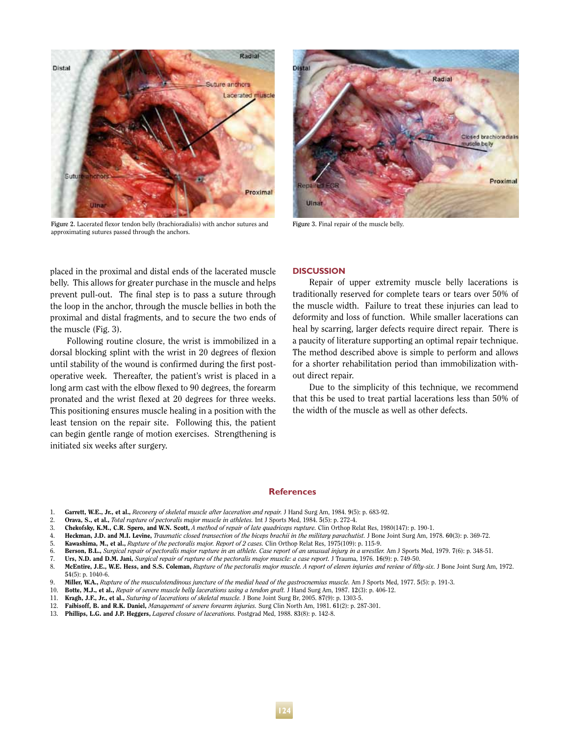Figure 2. Lacerated flexor tendon belly (brachioradialis) with anchor sutures and approximating sutures passed through the anchors.

Figure 3. Final repair of the muscle belly.

placed in the proximal and distal ends of the lacerated muscle belly. This allows for greater purchase in the muscle and helps prevent pull-out. The final step is to pass a suture through the loop in the anchor, through the muscle bellies in both the proximal and distal fragments, and to secure the two ends of the muscle (Fig. 3).

Following routine closure, the wrist is immobilized in a dorsal blocking splint with the wrist in 20 degrees of flexion until stability of the wound is confirmed during the first post-operative week. Thereafter, the patient's wrist is placed in a long arm cast with the elbow flexed to 90 degrees, the forearm pronated and the wrist flexed at 20 degrees for three weeks. This positioning ensures muscle healing in a position with the least tension on the repair site. Following this, the patient can begin gentle range of motion exercises. Strengthening is initiated six weeks after surgery.

## DISCUSSION

Repair of upper extremity muscle belly lacerations is traditionally reserved for complete tears or tears over 50% of the muscle width. Failure to treat these injuries can lead to deformity and loss of function. While smaller lacerations can heal by scarring, larger defects require direct repair. There is a paucity of literature supporting an optimal repair technique. The method described above is simple to perform and allows for a shorter rehabilitation period than immobilization without direct repair.

Due to the simplicity of this technique, we recommend that this be used to treat partial lacerations less than 50% of the width of the muscle as well as other defects.

## References

1. **Garrett, W.E., Jr., et al.,** *Recovery of skeletal muscle after laceration and repair.* J Hand Surg Am, 1984. **9**(5): p. 683-92.
2. **Orava, S., et al.,** *Total rupture of pectoralis major muscle in athletes.* Int J Sports Med, 1984. **5**(5): p. 272-4.
3. **Chekofsky, K.M., C.R. Spero, and W.N. Scott,** *A method of repair of late quadriceps rupture.* Clin Orthop Relat Res, 1980(147): p. 190-1.
4. **Heckman, J.D. and M.I. Levine,** *Traumatic closed transection of the biceps brachii in the military parachutist.* J Bone Joint Surg Am, 1978. **60**(3): p. 369-72.
5. **Kawashima, M., et al.,** *Rupture of the pectoralis major. Report of 2 cases.* Clin Orthop Relat Res, 1975(109): p. 115-9.
6. **Berson, B.L.,** *Surgical repair of pectoralis major rupture in an athlete. Case report of an unusual injury in a wrestler.* Am J Sports Med, 1979. **7**(6): p. 348-51.
7. **Urs, N.D. and D.M. Jani,** *Surgical repair of rupture of the pectoralis major muscle: a case report.* J Trauma, 1976. **16**(9): p. 749-50.
8. **McEntire, J.E., W.E. Hess, and S.S. Coleman,** *Rupture of the pectoralis major muscle. A report of eleven injuries and review of fifty-six.* J Bone Joint Surg Am, 1972. **54**(5): p. 1040-6.
9. **Miller, W.A.,** *Rupture of the musculotendinous juncture of the medial head of the gastrocnemius muscle.* Am J Sports Med, 1977. **5**(5): p. 191-3.
10. **Botte, M.J., et al.,** *Repair of severe muscle belly lacerations using a tendon graft.* J Hand Surg Am, 1987. **12**(3): p. 406-12.
11. **Kragh, J.F., Jr., et al.,** *Suturing of lacerations of skeletal muscle.* J Bone Joint Surg Br, 2005. **87**(9): p. 1303-5.
12. **Faibisoff, B. and R.K. Daniel,** *Management of severe forearm injuries.* Surg Clin North Am, 1981. **61**(2): p. 287-301.
13. **Phillips, L.G. and J.P. Heggers,** *Layered closure of lacerations.* Postgrad Med, 1988. **83**(8): p. 142-8.